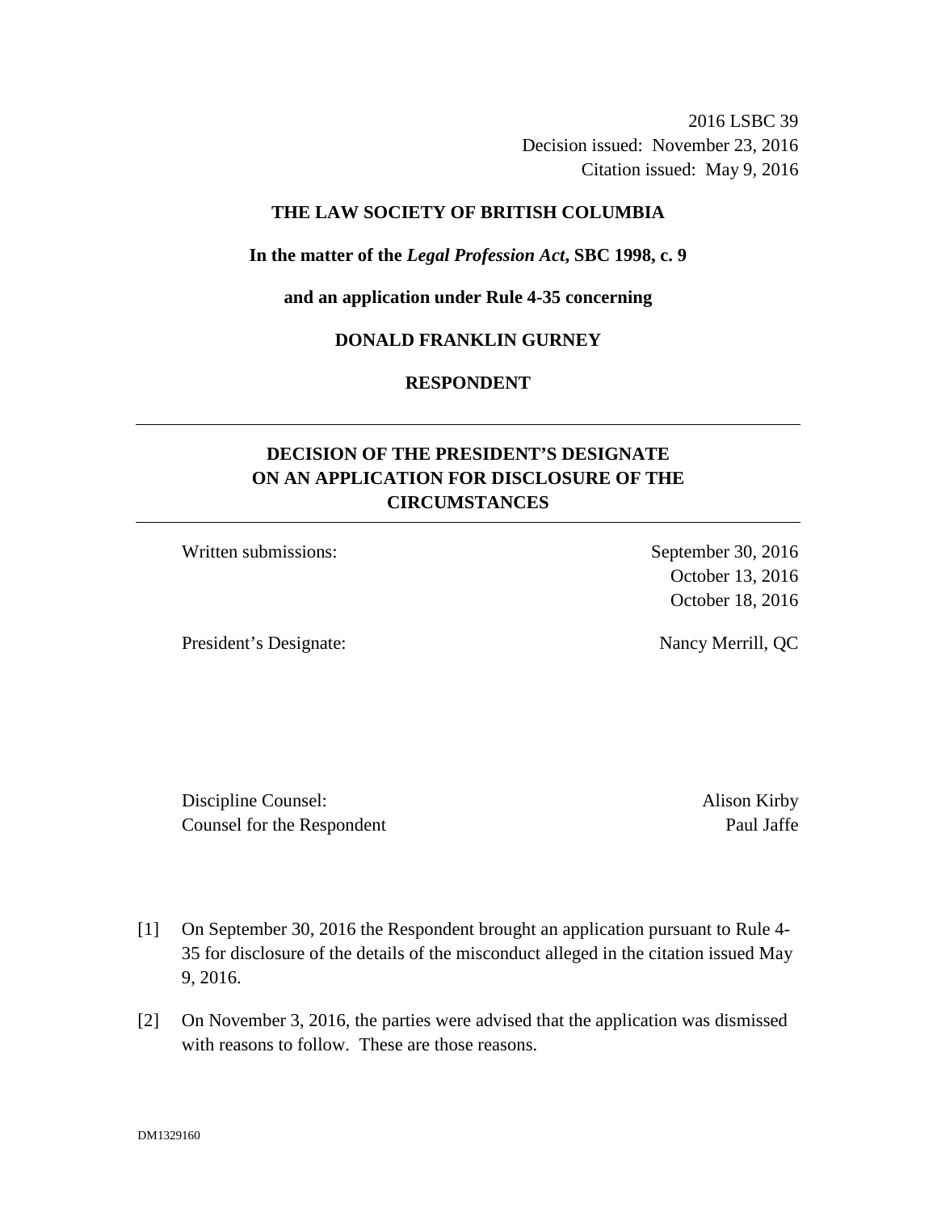2016 LSBC 39
Decision issued: November 23, 2016
Citation issued: May 9, 2016

**THE LAW SOCIETY OF BRITISH COLUMBIA**

**In the matter of the *Legal Profession Act*, SBC 1998, c. 9**

**and an application under Rule 4-35 concerning**

**DONALD FRANKLIN GURNEY**

**RESPONDENT**

## DECISION OF THE PRESIDENT'S DESIGNATE ON AN APPLICATION FOR DISCLOSURE OF THE CIRCUMSTANCES

| | |
|---|---|
| Written submissions: | September 30, 2016 |
| | October 13, 2016 |
| | October 18, 2016 |
| President's Designate: | Nancy Merrill, QC |

| | |
|---|---|
| Discipline Counsel: | Alison Kirby |
| Counsel for the Respondent | Paul Jaffe |

[1] On September 30, 2016 the Respondent brought an application pursuant to Rule 4-35 for disclosure of the details of the misconduct alleged in the citation issued May 9, 2016.

[2] On November 3, 2016, the parties were advised that the application was dismissed with reasons to follow. These are those reasons.

DM1329160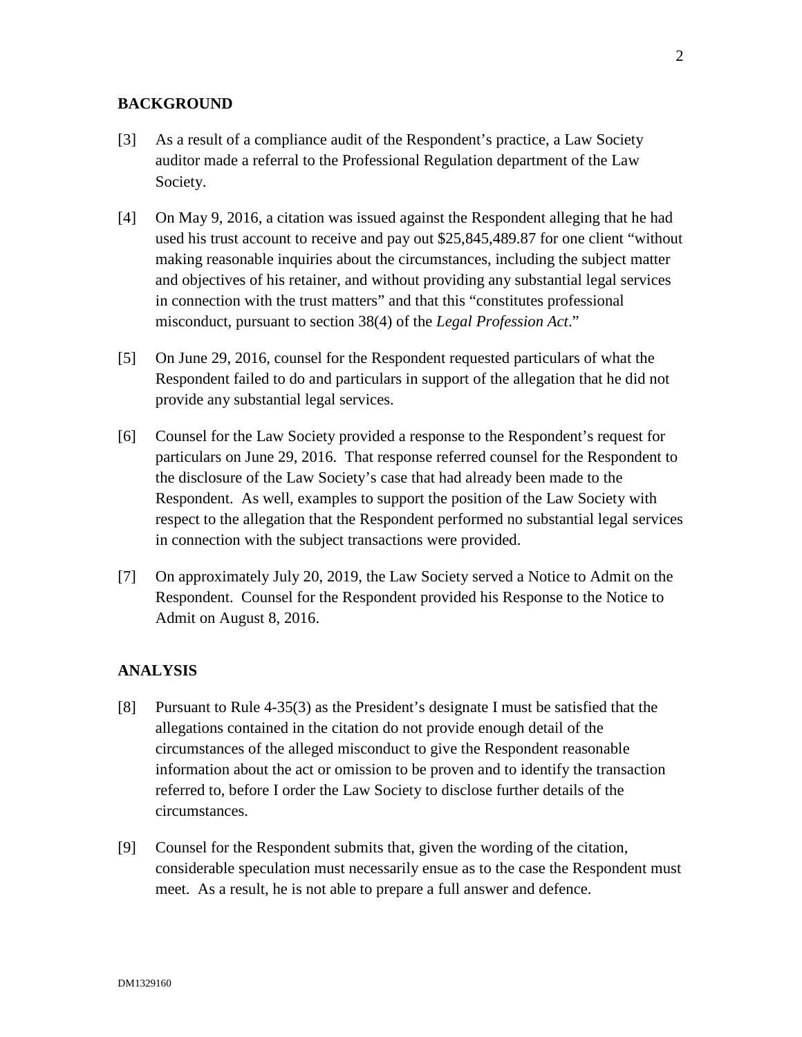## BACKGROUND

[3] As a result of a compliance audit of the Respondent's practice, a Law Society auditor made a referral to the Professional Regulation department of the Law Society.

[4] On May 9, 2016, a citation was issued against the Respondent alleging that he had used his trust account to receive and pay out $25,845,489.87 for one client "without making reasonable inquiries about the circumstances, including the subject matter and objectives of his retainer, and without providing any substantial legal services in connection with the trust matters" and that this "constitutes professional misconduct, pursuant to section 38(4) of the *Legal Profession Act*."

[5] On June 29, 2016, counsel for the Respondent requested particulars of what the Respondent failed to do and particulars in support of the allegation that he did not provide any substantial legal services.

[6] Counsel for the Law Society provided a response to the Respondent's request for particulars on June 29, 2016. That response referred counsel for the Respondent to the disclosure of the Law Society's case that had already been made to the Respondent. As well, examples to support the position of the Law Society with respect to the allegation that the Respondent performed no substantial legal services in connection with the subject transactions were provided.

[7] On approximately July 20, 2019, the Law Society served a Notice to Admit on the Respondent. Counsel for the Respondent provided his Response to the Notice to Admit on August 8, 2016.

## ANALYSIS

[8] Pursuant to Rule 4-35(3) as the President's designate I must be satisfied that the allegations contained in the citation do not provide enough detail of the circumstances of the alleged misconduct to give the Respondent reasonable information about the act or omission to be proven and to identify the transaction referred to, before I order the Law Society to disclose further details of the circumstances.

[9] Counsel for the Respondent submits that, given the wording of the citation, considerable speculation must necessarily ensue as to the case the Respondent must meet. As a result, he is not able to prepare a full answer and defence.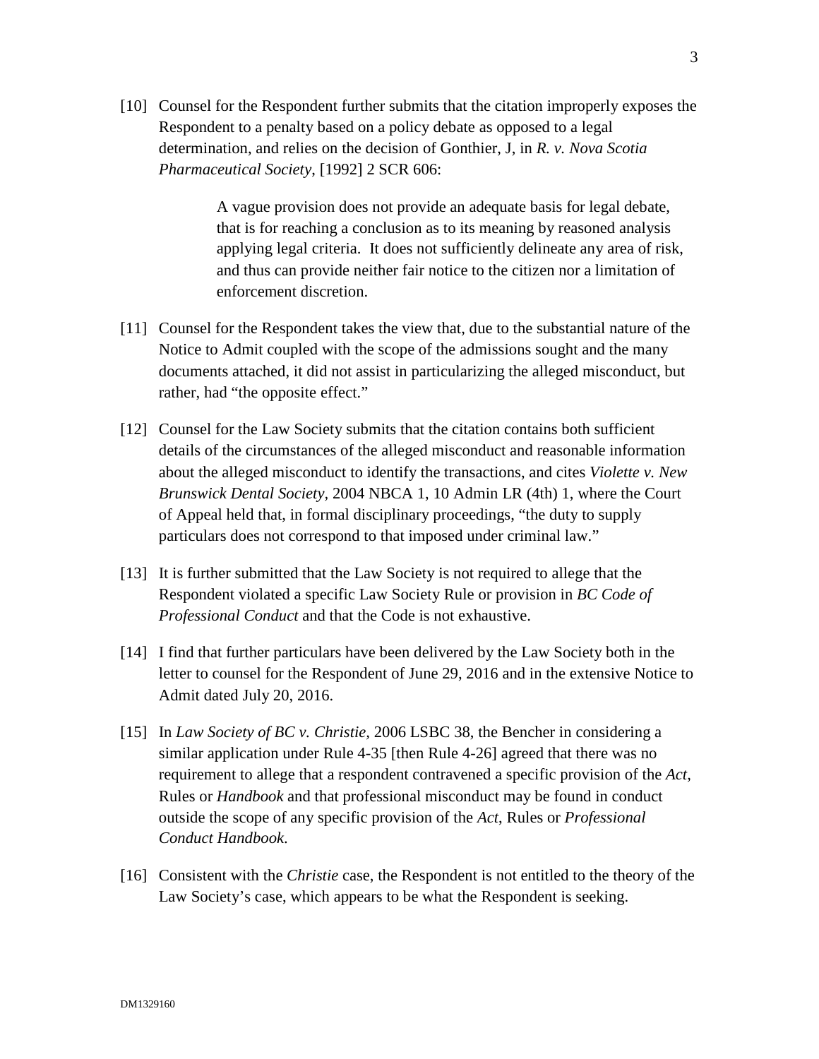[10] Counsel for the Respondent further submits that the citation improperly exposes the Respondent to a penalty based on a policy debate as opposed to a legal determination, and relies on the decision of Gonthier, J, in *R. v. Nova Scotia Pharmaceutical Society*, [1992] 2 SCR 606:

> A vague provision does not provide an adequate basis for legal debate, that is for reaching a conclusion as to its meaning by reasoned analysis applying legal criteria. It does not sufficiently delineate any area of risk, and thus can provide neither fair notice to the citizen nor a limitation of enforcement discretion.

[11] Counsel for the Respondent takes the view that, due to the substantial nature of the Notice to Admit coupled with the scope of the admissions sought and the many documents attached, it did not assist in particularizing the alleged misconduct, but rather, had "the opposite effect."

[12] Counsel for the Law Society submits that the citation contains both sufficient details of the circumstances of the alleged misconduct and reasonable information about the alleged misconduct to identify the transactions, and cites *Violette v. New Brunswick Dental Society*, 2004 NBCA 1, 10 Admin LR (4th) 1, where the Court of Appeal held that, in formal disciplinary proceedings, "the duty to supply particulars does not correspond to that imposed under criminal law."

[13] It is further submitted that the Law Society is not required to allege that the Respondent violated a specific Law Society Rule or provision in *BC Code of Professional Conduct* and that the Code is not exhaustive.

[14] I find that further particulars have been delivered by the Law Society both in the letter to counsel for the Respondent of June 29, 2016 and in the extensive Notice to Admit dated July 20, 2016.

[15] In *Law Society of BC v. Christie*, 2006 LSBC 38, the Bencher in considering a similar application under Rule 4-35 [then Rule 4-26] agreed that there was no requirement to allege that a respondent contravened a specific provision of the *Act*, Rules or *Handbook* and that professional misconduct may be found in conduct outside the scope of any specific provision of the *Act*, Rules or *Professional Conduct Handbook*.

[16] Consistent with the *Christie* case, the Respondent is not entitled to the theory of the Law Society's case, which appears to be what the Respondent is seeking.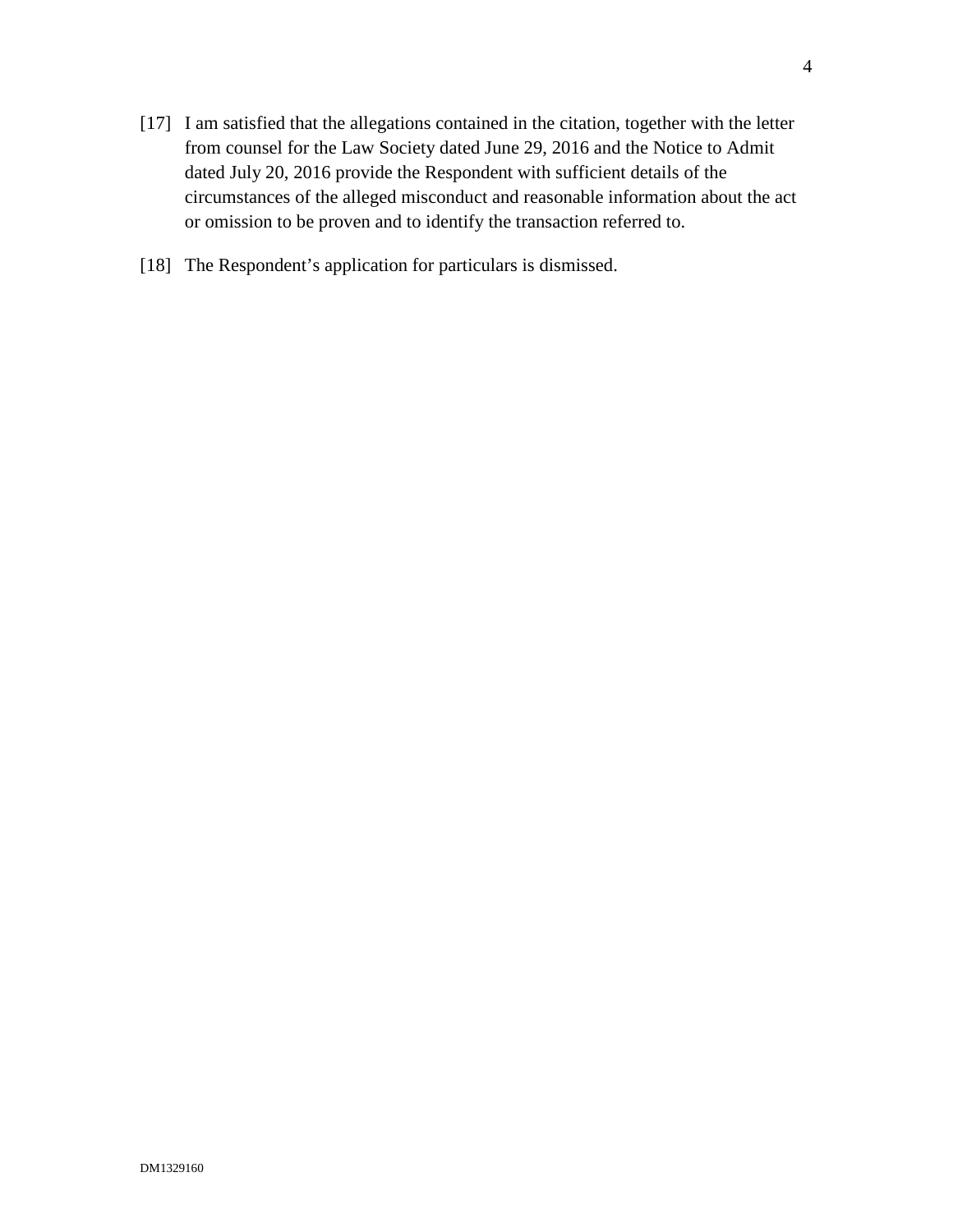[17] I am satisfied that the allegations contained in the citation, together with the letter from counsel for the Law Society dated June 29, 2016 and the Notice to Admit dated July 20, 2016 provide the Respondent with sufficient details of the circumstances of the alleged misconduct and reasonable information about the act or omission to be proven and to identify the transaction referred to.

[18] The Respondent’s application for particulars is dismissed.

DM1329160